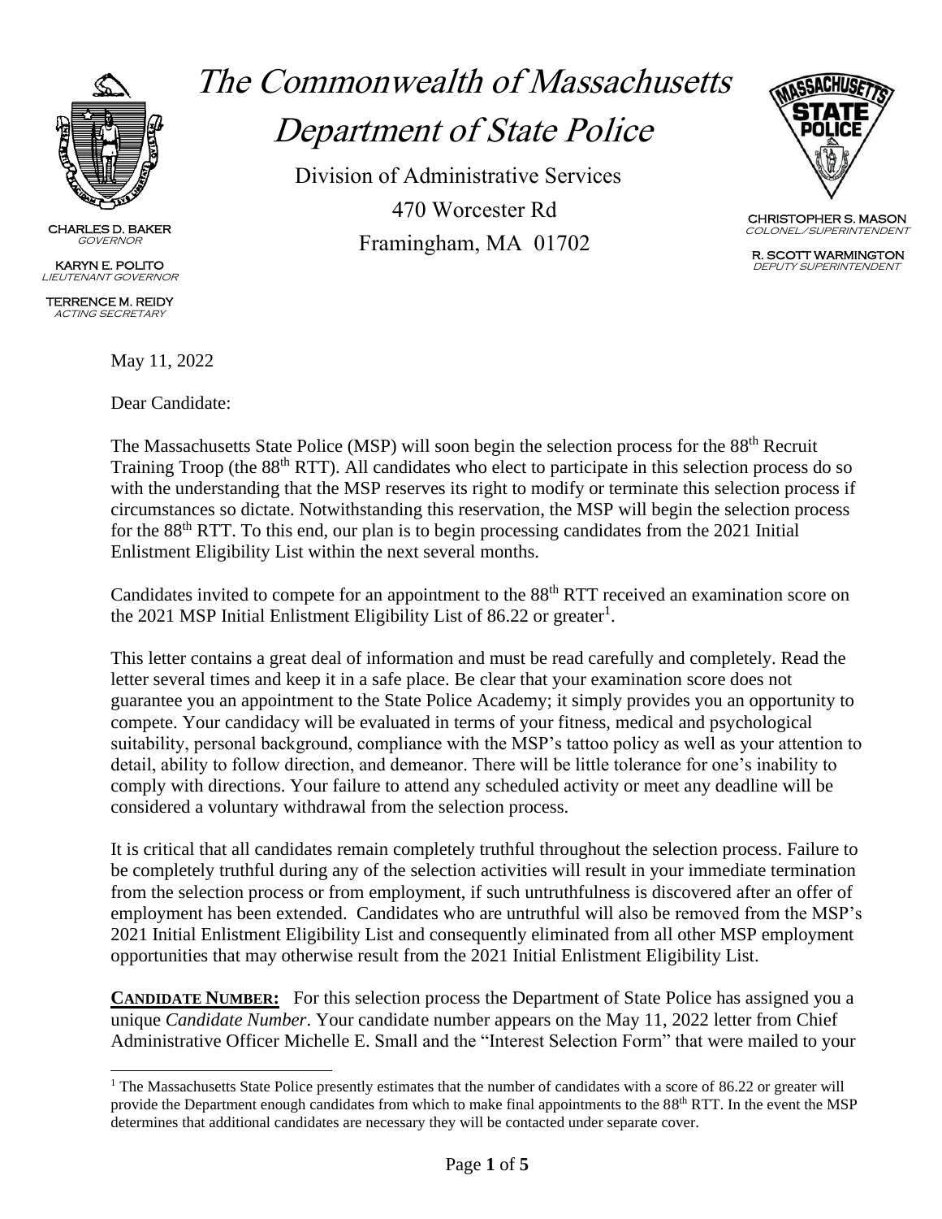# The Commonwealth of Massachusetts
# Department of State Police

Division of Administrative Services
470 Worcester Rd
Framingham, MA 01702

CHARLES D. BAKER
*GOVERNOR*

KARYN E. POLITO
*LIEUTENANT GOVERNOR*

TERRENCE M. REIDY
*ACTING SECRETARY*

CHRISTOPHER S. MASON
*COLONEL/SUPERINTENDENT*

R. SCOTT WARMINGTON
*DEPUTY SUPERINTENDENT*

May 11, 2022

Dear Candidate:

The Massachusetts State Police (MSP) will soon begin the selection process for the 88th Recruit Training Troop (the 88th RTT). All candidates who elect to participate in this selection process do so with the understanding that the MSP reserves its right to modify or terminate this selection process if circumstances so dictate. Notwithstanding this reservation, the MSP will begin the selection process for the 88th RTT. To this end, our plan is to begin processing candidates from the 2021 Initial Enlistment Eligibility List within the next several months.

Candidates invited to compete for an appointment to the 88th RTT received an examination score on the 2021 MSP Initial Enlistment Eligibility List of 86.22 or greater[1].

This letter contains a great deal of information and must be read carefully and completely. Read the letter several times and keep it in a safe place. Be clear that your examination score does not guarantee you an appointment to the State Police Academy; it simply provides you an opportunity to compete. Your candidacy will be evaluated in terms of your fitness, medical and psychological suitability, personal background, compliance with the MSP's tattoo policy as well as your attention to detail, ability to follow direction, and demeanor. There will be little tolerance for one's inability to comply with directions. Your failure to attend any scheduled activity or meet any deadline will be considered a voluntary withdrawal from the selection process.

It is critical that all candidates remain completely truthful throughout the selection process. Failure to be completely truthful during any of the selection activities will result in your immediate termination from the selection process or from employment, if such untruthfulness is discovered after an offer of employment has been extended. Candidates who are untruthful will also be removed from the MSP's 2021 Initial Enlistment Eligibility List and consequently eliminated from all other MSP employment opportunities that may otherwise result from the 2021 Initial Enlistment Eligibility List.

**CANDIDATE NUMBER:** For this selection process the Department of State Police has assigned you a unique *Candidate Number*. Your candidate number appears on the May 11, 2022 letter from Chief Administrative Officer Michelle E. Small and the "Interest Selection Form" that were mailed to your

---

[1] The Massachusetts State Police presently estimates that the number of candidates with a score of 86.22 or greater will provide the Department enough candidates from which to make final appointments to the 88th RTT. In the event the MSP determines that additional candidates are necessary they will be contacted under separate cover.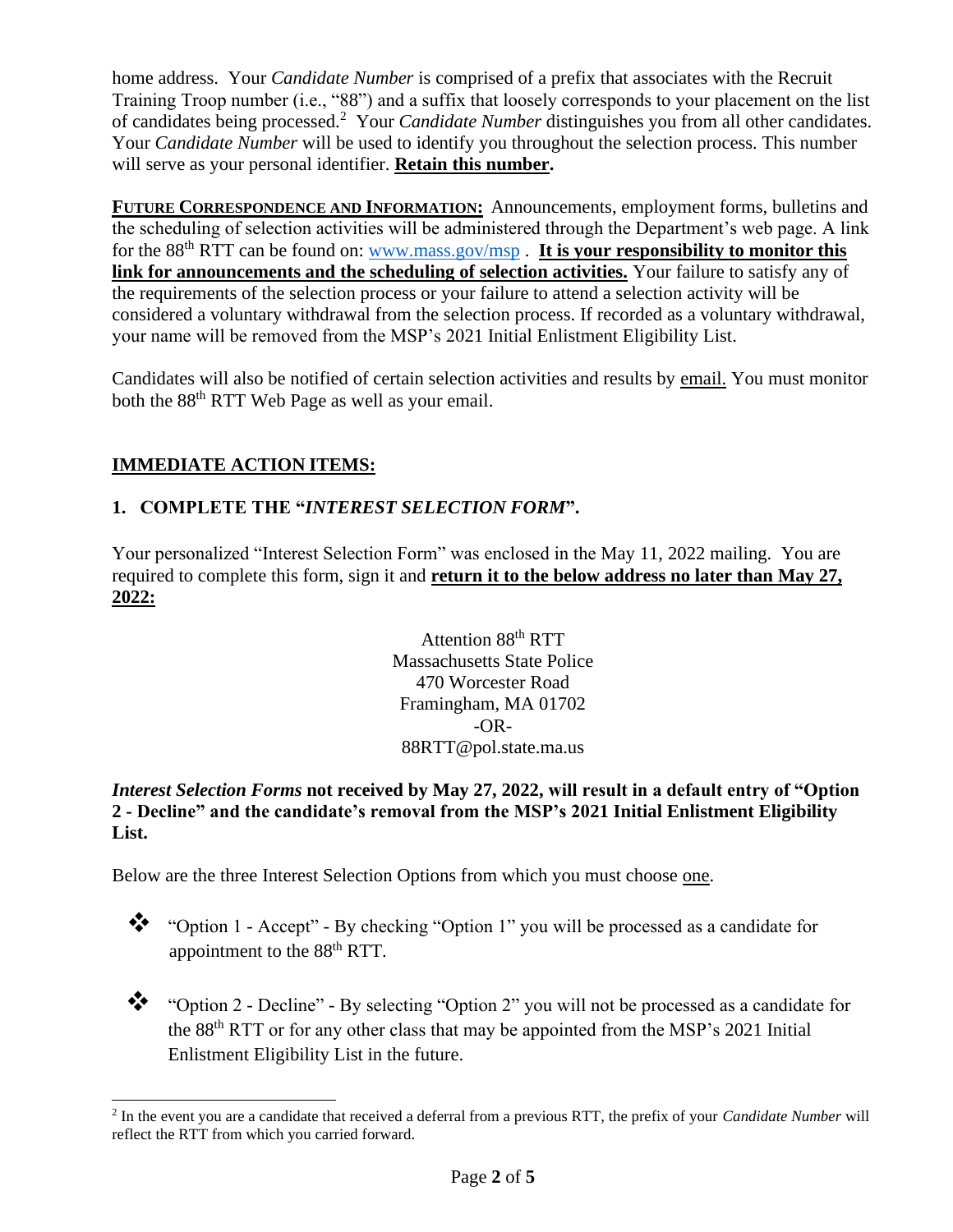home address. Your *Candidate Number* is comprised of a prefix that associates with the Recruit Training Troop number (i.e., "88") and a suffix that loosely corresponds to your placement on the list of candidates being processed.[2] Your *Candidate Number* distinguishes you from all other candidates. Your *Candidate Number* will be used to identify you throughout the selection process. This number will serve as your personal identifier. **Retain this number.**

**FUTURE CORRESPONDENCE AND INFORMATION:** Announcements, employment forms, bulletins and the scheduling of selection activities will be administered through the Department's web page. A link for the 88th RTT can be found on: www.mass.gov/msp . **It is your responsibility to monitor this link for announcements and the scheduling of selection activities.** Your failure to satisfy any of the requirements of the selection process or your failure to attend a selection activity will be considered a voluntary withdrawal from the selection process. If recorded as a voluntary withdrawal, your name will be removed from the MSP's 2021 Initial Enlistment Eligibility List.

Candidates will also be notified of certain selection activities and results by email. You must monitor both the 88th RTT Web Page as well as your email.

## IMMEDIATE ACTION ITEMS:

### 1. COMPLETE THE "*INTEREST SELECTION FORM*".

Your personalized "Interest Selection Form" was enclosed in the May 11, 2022 mailing. You are required to complete this form, sign it and **return it to the below address no later than May 27, 2022:**

Attention 88th RTT
Massachusetts State Police
470 Worcester Road
Framingham, MA 01702
-OR-
88RTT@pol.state.ma.us

***Interest Selection Forms* not received by May 27, 2022, will result in a default entry of "Option 2 - Decline" and the candidate's removal from the MSP's 2021 Initial Enlistment Eligibility List.**

Below are the three Interest Selection Options from which you must choose one.

- "Option 1 - Accept" - By checking "Option 1" you will be processed as a candidate for appointment to the 88th RTT.
- "Option 2 - Decline" - By selecting "Option 2" you will not be processed as a candidate for the 88th RTT or for any other class that may be appointed from the MSP's 2021 Initial Enlistment Eligibility List in the future.

---

[2] In the event you are a candidate that received a deferral from a previous RTT, the prefix of your *Candidate Number* will reflect the RTT from which you carried forward.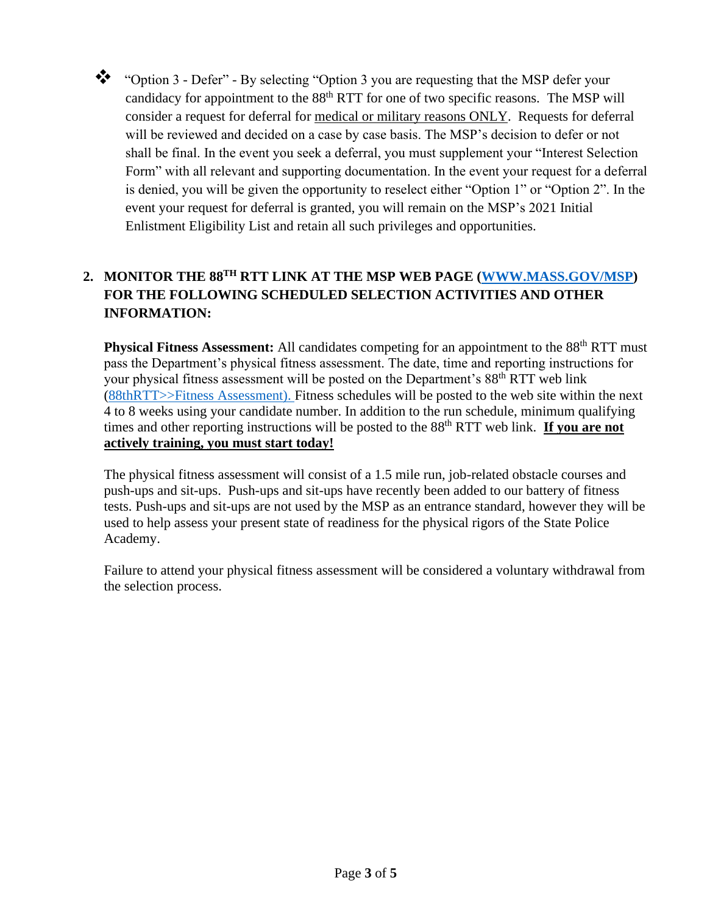- "Option 3 - Defer" - By selecting "Option 3 you are requesting that the MSP defer your candidacy for appointment to the 88th RTT for one of two specific reasons. The MSP will consider a request for deferral for medical or military reasons ONLY. Requests for deferral will be reviewed and decided on a case by case basis. The MSP's decision to defer or not shall be final. In the event you seek a deferral, you must supplement your "Interest Selection Form" with all relevant and supporting documentation. In the event your request for a deferral is denied, you will be given the opportunity to reselect either "Option 1" or "Option 2". In the event your request for deferral is granted, you will remain on the MSP's 2021 Initial Enlistment Eligibility List and retain all such privileges and opportunities.

**2. MONITOR THE 88TH RTT LINK AT THE MSP WEB PAGE (WWW.MASS.GOV/MSP) FOR THE FOLLOWING SCHEDULED SELECTION ACTIVITIES AND OTHER INFORMATION:**

**Physical Fitness Assessment:** All candidates competing for an appointment to the 88th RTT must pass the Department's physical fitness assessment. The date, time and reporting instructions for your physical fitness assessment will be posted on the Department's 88th RTT web link (88thRTT>>Fitness Assessment). Fitness schedules will be posted to the web site within the next 4 to 8 weeks using your candidate number. In addition to the run schedule, minimum qualifying times and other reporting instructions will be posted to the 88th RTT web link. **If you are not actively training, you must start today!**

The physical fitness assessment will consist of a 1.5 mile run, job-related obstacle courses and push-ups and sit-ups. Push-ups and sit-ups have recently been added to our battery of fitness tests. Push-ups and sit-ups are not used by the MSP as an entrance standard, however they will be used to help assess your present state of readiness for the physical rigors of the State Police Academy.

Failure to attend your physical fitness assessment will be considered a voluntary withdrawal from the selection process.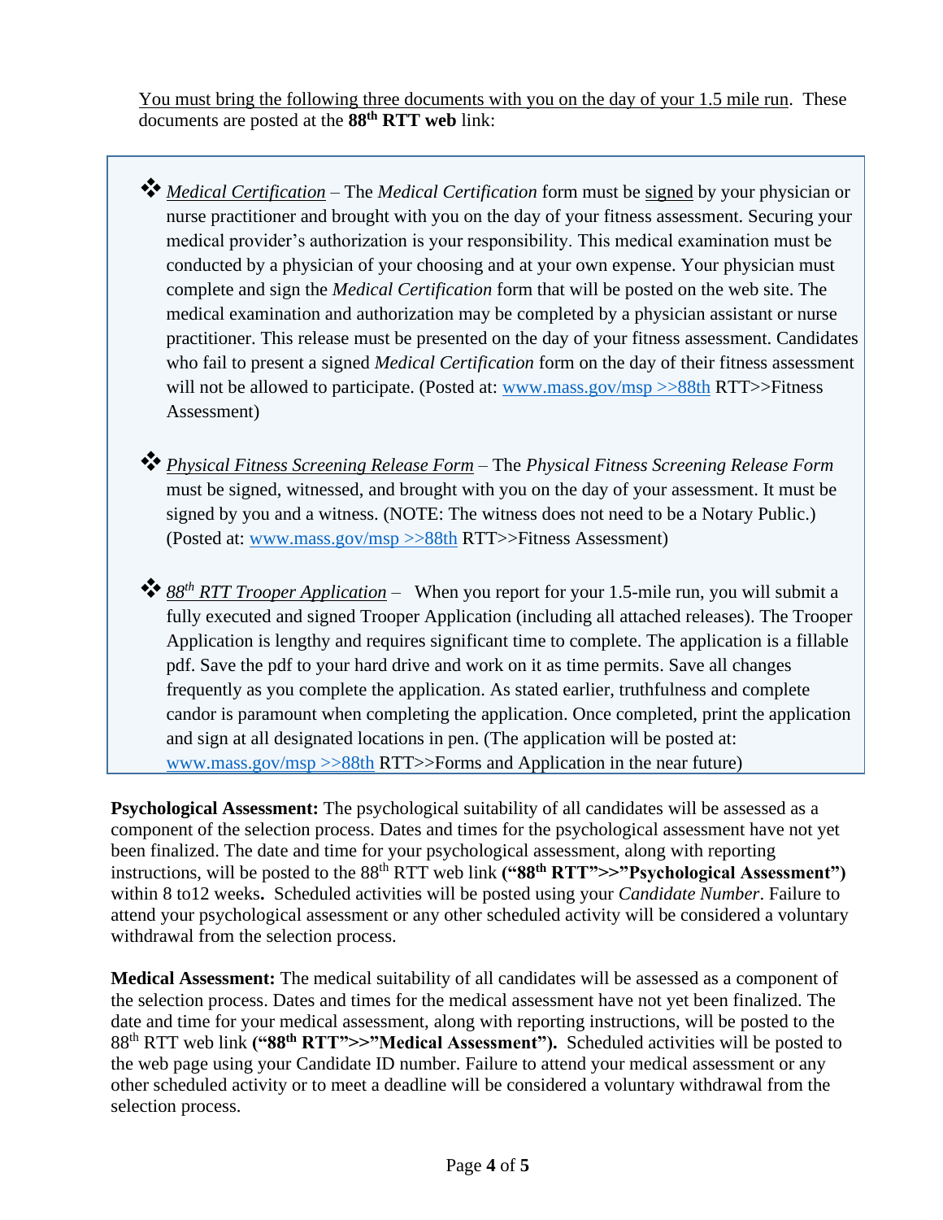You must bring the following three documents with you on the day of your 1.5 mile run. These documents are posted at the **88th RTT web** link:

- ❖ *Medical Certification* – The *Medical Certification* form must be signed by your physician or nurse practitioner and brought with you on the day of your fitness assessment. Securing your medical provider's authorization is your responsibility. This medical examination must be conducted by a physician of your choosing and at your own expense. Your physician must complete and sign the *Medical Certification* form that will be posted on the web site. The medical examination and authorization may be completed by a physician assistant or nurse practitioner. This release must be presented on the day of your fitness assessment. Candidates who fail to present a signed *Medical Certification* form on the day of their fitness assessment will not be allowed to participate. (Posted at: www.mass.gov/msp >>88th RTT>>Fitness Assessment)

- ❖ *Physical Fitness Screening Release Form* – The *Physical Fitness Screening Release Form* must be signed, witnessed, and brought with you on the day of your assessment. It must be signed by you and a witness. (NOTE: The witness does not need to be a Notary Public.) (Posted at: www.mass.gov/msp >>88th RTT>>Fitness Assessment)

- ❖ *88th RTT Trooper Application* – When you report for your 1.5-mile run, you will submit a fully executed and signed Trooper Application (including all attached releases). The Trooper Application is lengthy and requires significant time to complete. The application is a fillable pdf. Save the pdf to your hard drive and work on it as time permits. Save all changes frequently as you complete the application. As stated earlier, truthfulness and complete candor is paramount when completing the application. Once completed, print the application and sign at all designated locations in pen. (The application will be posted at: www.mass.gov/msp >>88th RTT>>Forms and Application in the near future)

**Psychological Assessment:** The psychological suitability of all candidates will be assessed as a component of the selection process. Dates and times for the psychological assessment have not yet been finalized. The date and time for your psychological assessment, along with reporting instructions, will be posted to the 88th RTT web link **("88th RTT">>"Psychological Assessment")** within 8 to12 weeks**.** Scheduled activities will be posted using your *Candidate Number*. Failure to attend your psychological assessment or any other scheduled activity will be considered a voluntary withdrawal from the selection process.

**Medical Assessment:** The medical suitability of all candidates will be assessed as a component of the selection process. Dates and times for the medical assessment have not yet been finalized. The date and time for your medical assessment, along with reporting instructions, will be posted to the 88th RTT web link **("88th RTT">>"Medical Assessment").** Scheduled activities will be posted to the web page using your Candidate ID number. Failure to attend your medical assessment or any other scheduled activity or to meet a deadline will be considered a voluntary withdrawal from the selection process.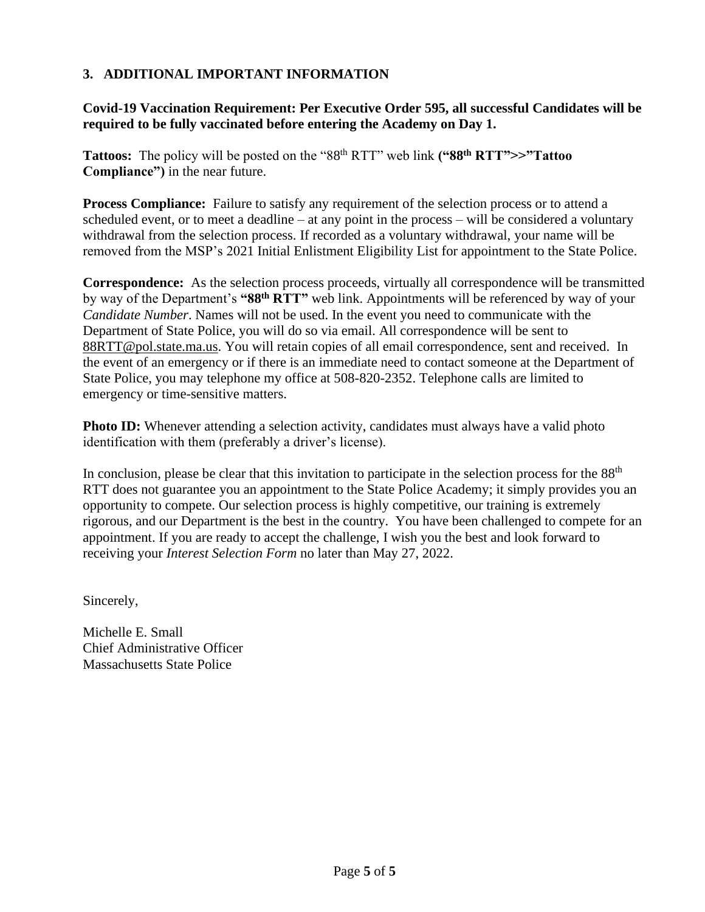## 3. ADDITIONAL IMPORTANT INFORMATION

**Covid-19 Vaccination Requirement: Per Executive Order 595, all successful Candidates will be required to be fully vaccinated before entering the Academy on Day 1.**

**Tattoos:** The policy will be posted on the "88th RTT" web link **("88th RTT">>"Tattoo Compliance")** in the near future.

**Process Compliance:** Failure to satisfy any requirement of the selection process or to attend a scheduled event, or to meet a deadline – at any point in the process – will be considered a voluntary withdrawal from the selection process. If recorded as a voluntary withdrawal, your name will be removed from the MSP's 2021 Initial Enlistment Eligibility List for appointment to the State Police.

**Correspondence:** As the selection process proceeds, virtually all correspondence will be transmitted by way of the Department's **"88th RTT"** web link. Appointments will be referenced by way of your *Candidate Number*. Names will not be used. In the event you need to communicate with the Department of State Police, you will do so via email. All correspondence will be sent to 88RTT@pol.state.ma.us. You will retain copies of all email correspondence, sent and received. In the event of an emergency or if there is an immediate need to contact someone at the Department of State Police, you may telephone my office at 508-820-2352. Telephone calls are limited to emergency or time-sensitive matters.

**Photo ID:** Whenever attending a selection activity, candidates must always have a valid photo identification with them (preferably a driver's license).

In conclusion, please be clear that this invitation to participate in the selection process for the 88th RTT does not guarantee you an appointment to the State Police Academy; it simply provides you an opportunity to compete. Our selection process is highly competitive, our training is extremely rigorous, and our Department is the best in the country. You have been challenged to compete for an appointment. If you are ready to accept the challenge, I wish you the best and look forward to receiving your *Interest Selection Form* no later than May 27, 2022.

Sincerely,

Michelle E. Small
Chief Administrative Officer
Massachusetts State Police